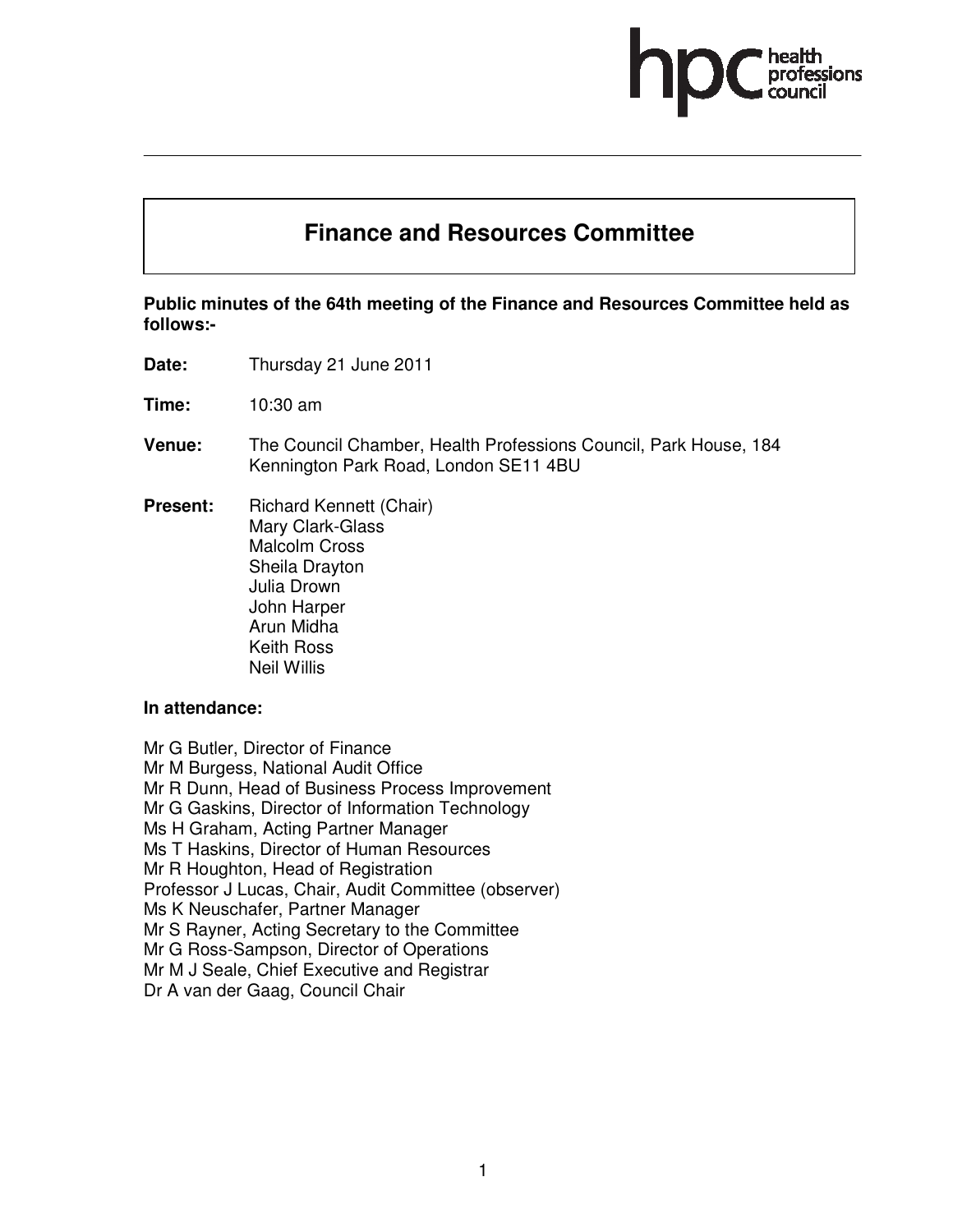# Finance and Resources Committee

**Public minutes of the 64th meeting of the Finance and Resources Committee held as follows:-**

**Date:** Thursday 21 June 2011

**Time:** 10:30 am

**Venue:** The Council Chamber, Health Professions Council, Park House, 184 Kennington Park Road, London SE11 4BU

**Present:** Richard Kennett (Chair)
Mary Clark-Glass
Malcolm Cross
Sheila Drayton
Julia Drown
John Harper
Arun Midha
Keith Ross
Neil Willis

**In attendance:**

Mr G Butler, Director of Finance
Mr M Burgess, National Audit Office
Mr R Dunn, Head of Business Process Improvement
Mr G Gaskins, Director of Information Technology
Ms H Graham, Acting Partner Manager
Ms T Haskins, Director of Human Resources
Mr R Houghton, Head of Registration
Professor J Lucas, Chair, Audit Committee (observer)
Ms K Neuschafer, Partner Manager
Mr S Rayner, Acting Secretary to the Committee
Mr G Ross-Sampson, Director of Operations
Mr M J Seale, Chief Executive and Registrar
Dr A van der Gaag, Council Chair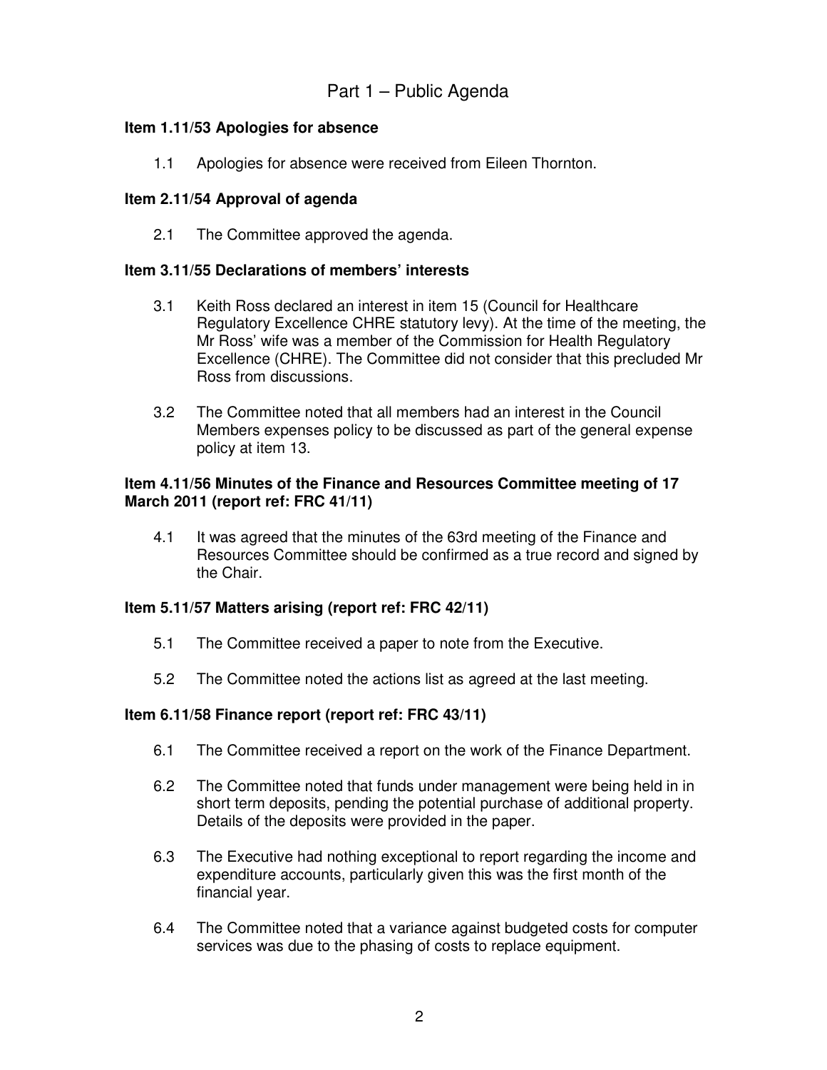# Part 1 – Public Agenda

### Item 1.11/53 Apologies for absence

1.1 Apologies for absence were received from Eileen Thornton.

### Item 2.11/54 Approval of agenda

2.1 The Committee approved the agenda.

### Item 3.11/55 Declarations of members' interests

3.1 Keith Ross declared an interest in item 15 (Council for Healthcare Regulatory Excellence CHRE statutory levy). At the time of the meeting, the Mr Ross' wife was a member of the Commission for Health Regulatory Excellence (CHRE). The Committee did not consider that this precluded Mr Ross from discussions.

3.2 The Committee noted that all members had an interest in the Council Members expenses policy to be discussed as part of the general expense policy at item 13.

### Item 4.11/56 Minutes of the Finance and Resources Committee meeting of 17 March 2011 (report ref: FRC 41/11)

4.1 It was agreed that the minutes of the 63rd meeting of the Finance and Resources Committee should be confirmed as a true record and signed by the Chair.

### Item 5.11/57 Matters arising (report ref: FRC 42/11)

5.1 The Committee received a paper to note from the Executive.

5.2 The Committee noted the actions list as agreed at the last meeting.

### Item 6.11/58 Finance report (report ref: FRC 43/11)

6.1 The Committee received a report on the work of the Finance Department.

6.2 The Committee noted that funds under management were being held in in short term deposits, pending the potential purchase of additional property. Details of the deposits were provided in the paper.

6.3 The Executive had nothing exceptional to report regarding the income and expenditure accounts, particularly given this was the first month of the financial year.

6.4 The Committee noted that a variance against budgeted costs for computer services was due to the phasing of costs to replace equipment.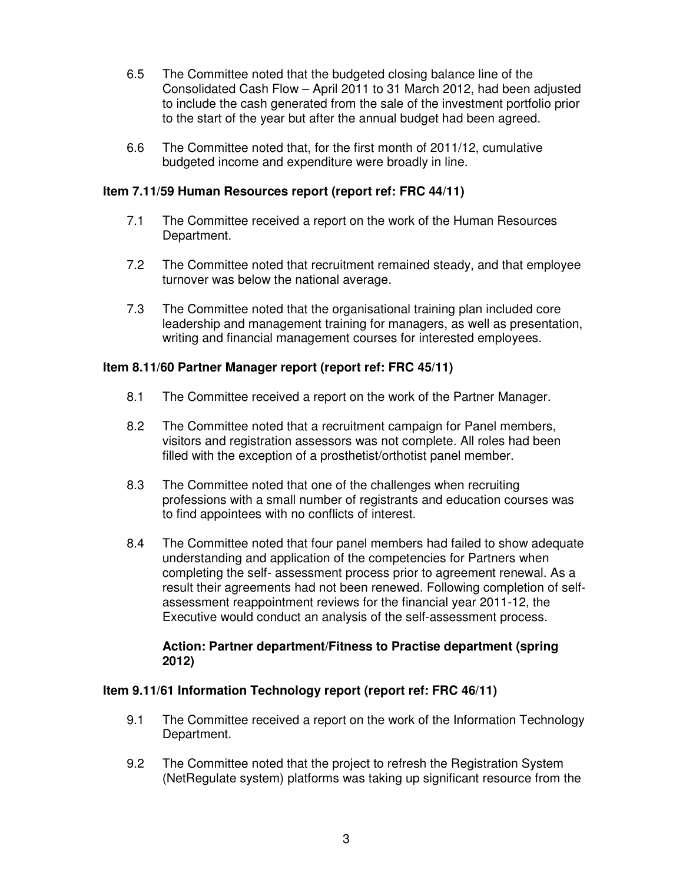6.5 The Committee noted that the budgeted closing balance line of the Consolidated Cash Flow – April 2011 to 31 March 2012, had been adjusted to include the cash generated from the sale of the investment portfolio prior to the start of the year but after the annual budget had been agreed.

6.6 The Committee noted that, for the first month of 2011/12, cumulative budgeted income and expenditure were broadly in line.

**Item 7.11/59 Human Resources report (report ref: FRC 44/11)**

7.1 The Committee received a report on the work of the Human Resources Department.

7.2 The Committee noted that recruitment remained steady, and that employee turnover was below the national average.

7.3 The Committee noted that the organisational training plan included core leadership and management training for managers, as well as presentation, writing and financial management courses for interested employees.

**Item 8.11/60 Partner Manager report (report ref: FRC 45/11)**

8.1 The Committee received a report on the work of the Partner Manager.

8.2 The Committee noted that a recruitment campaign for Panel members, visitors and registration assessors was not complete. All roles had been filled with the exception of a prosthetist/orthotist panel member.

8.3 The Committee noted that one of the challenges when recruiting professions with a small number of registrants and education courses was to find appointees with no conflicts of interest.

8.4 The Committee noted that four panel members had failed to show adequate understanding and application of the competencies for Partners when completing the self- assessment process prior to agreement renewal. As a result their agreements had not been renewed. Following completion of self-assessment reappointment reviews for the financial year 2011-12, the Executive would conduct an analysis of the self-assessment process.

**Action: Partner department/Fitness to Practise department (spring 2012)**

**Item 9.11/61 Information Technology report (report ref: FRC 46/11)**

9.1 The Committee received a report on the work of the Information Technology Department.

9.2 The Committee noted that the project to refresh the Registration System (NetRegulate system) platforms was taking up significant resource from the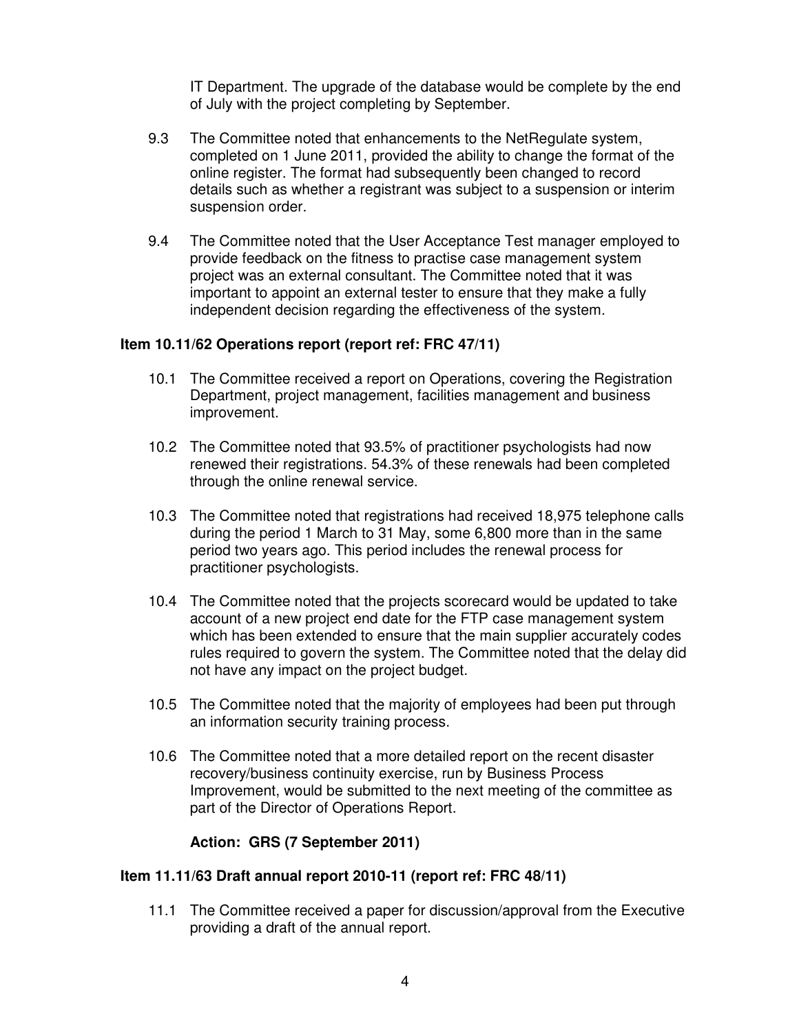IT Department. The upgrade of the database would be complete by the end of July with the project completing by September.

9.3 The Committee noted that enhancements to the NetRegulate system, completed on 1 June 2011, provided the ability to change the format of the online register. The format had subsequently been changed to record details such as whether a registrant was subject to a suspension or interim suspension order.

9.4 The Committee noted that the User Acceptance Test manager employed to provide feedback on the fitness to practise case management system project was an external consultant. The Committee noted that it was important to appoint an external tester to ensure that they make a fully independent decision regarding the effectiveness of the system.

**Item 10.11/62 Operations report (report ref: FRC 47/11)**

10.1 The Committee received a report on Operations, covering the Registration Department, project management, facilities management and business improvement.

10.2 The Committee noted that 93.5% of practitioner psychologists had now renewed their registrations. 54.3% of these renewals had been completed through the online renewal service.

10.3 The Committee noted that registrations had received 18,975 telephone calls during the period 1 March to 31 May, some 6,800 more than in the same period two years ago. This period includes the renewal process for practitioner psychologists.

10.4 The Committee noted that the projects scorecard would be updated to take account of a new project end date for the FTP case management system which has been extended to ensure that the main supplier accurately codes rules required to govern the system. The Committee noted that the delay did not have any impact on the project budget.

10.5 The Committee noted that the majority of employees had been put through an information security training process.

10.6 The Committee noted that a more detailed report on the recent disaster recovery/business continuity exercise, run by Business Process Improvement, would be submitted to the next meeting of the committee as part of the Director of Operations Report.

**Action: GRS (7 September 2011)**

**Item 11.11/63 Draft annual report 2010-11 (report ref: FRC 48/11)**

11.1 The Committee received a paper for discussion/approval from the Executive providing a draft of the annual report.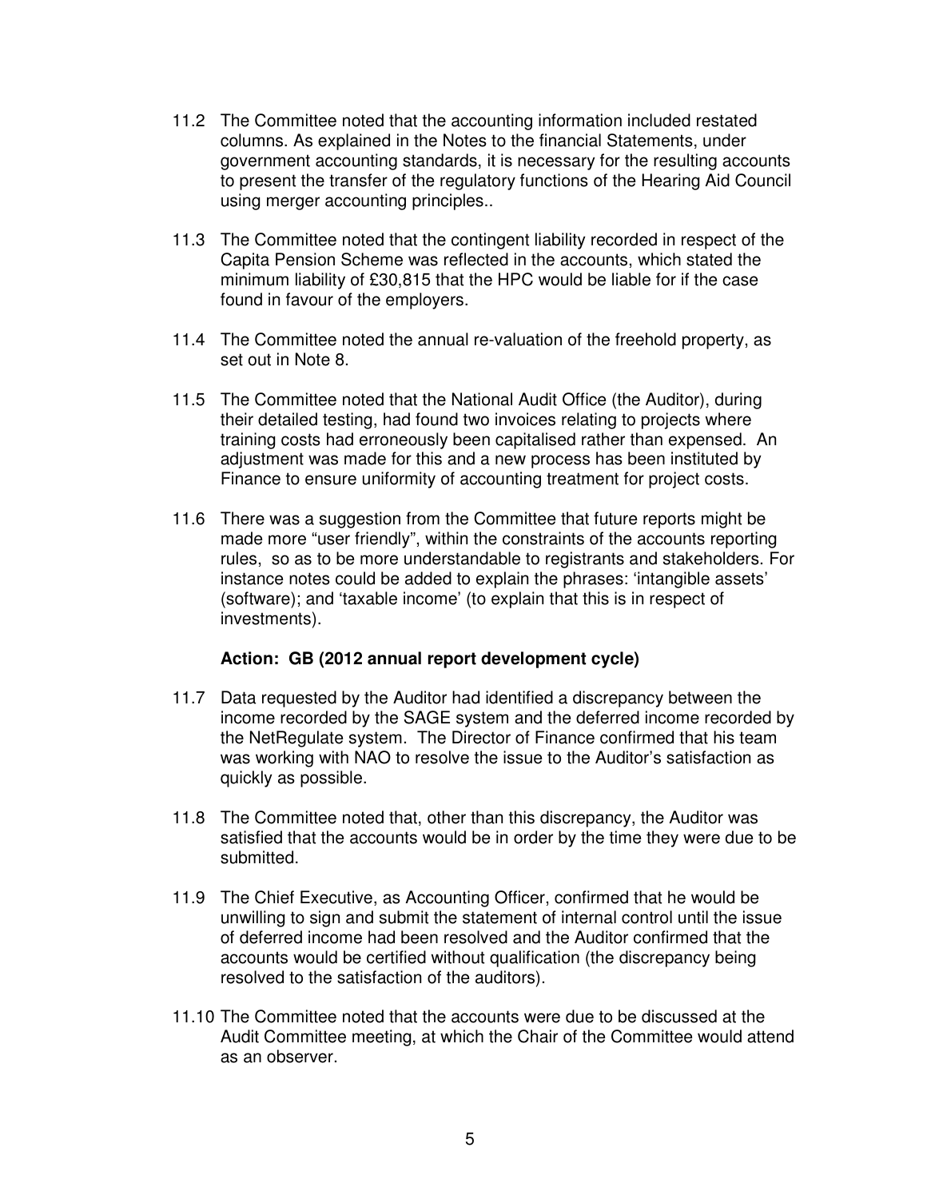11.2 The Committee noted that the accounting information included restated columns. As explained in the Notes to the financial Statements, under government accounting standards, it is necessary for the resulting accounts to present the transfer of the regulatory functions of the Hearing Aid Council using merger accounting principles..

11.3 The Committee noted that the contingent liability recorded in respect of the Capita Pension Scheme was reflected in the accounts, which stated the minimum liability of £30,815 that the HPC would be liable for if the case found in favour of the employers.

11.4 The Committee noted the annual re-valuation of the freehold property, as set out in Note 8.

11.5 The Committee noted that the National Audit Office (the Auditor), during their detailed testing, had found two invoices relating to projects where training costs had erroneously been capitalised rather than expensed. An adjustment was made for this and a new process has been instituted by Finance to ensure uniformity of accounting treatment for project costs.

11.6 There was a suggestion from the Committee that future reports might be made more "user friendly", within the constraints of the accounts reporting rules, so as to be more understandable to registrants and stakeholders. For instance notes could be added to explain the phrases: 'intangible assets' (software); and 'taxable income' (to explain that this is in respect of investments).

**Action: GB (2012 annual report development cycle)**

11.7 Data requested by the Auditor had identified a discrepancy between the income recorded by the SAGE system and the deferred income recorded by the NetRegulate system. The Director of Finance confirmed that his team was working with NAO to resolve the issue to the Auditor's satisfaction as quickly as possible.

11.8 The Committee noted that, other than this discrepancy, the Auditor was satisfied that the accounts would be in order by the time they were due to be submitted.

11.9 The Chief Executive, as Accounting Officer, confirmed that he would be unwilling to sign and submit the statement of internal control until the issue of deferred income had been resolved and the Auditor confirmed that the accounts would be certified without qualification (the discrepancy being resolved to the satisfaction of the auditors).

11.10 The Committee noted that the accounts were due to be discussed at the Audit Committee meeting, at which the Chair of the Committee would attend as an observer.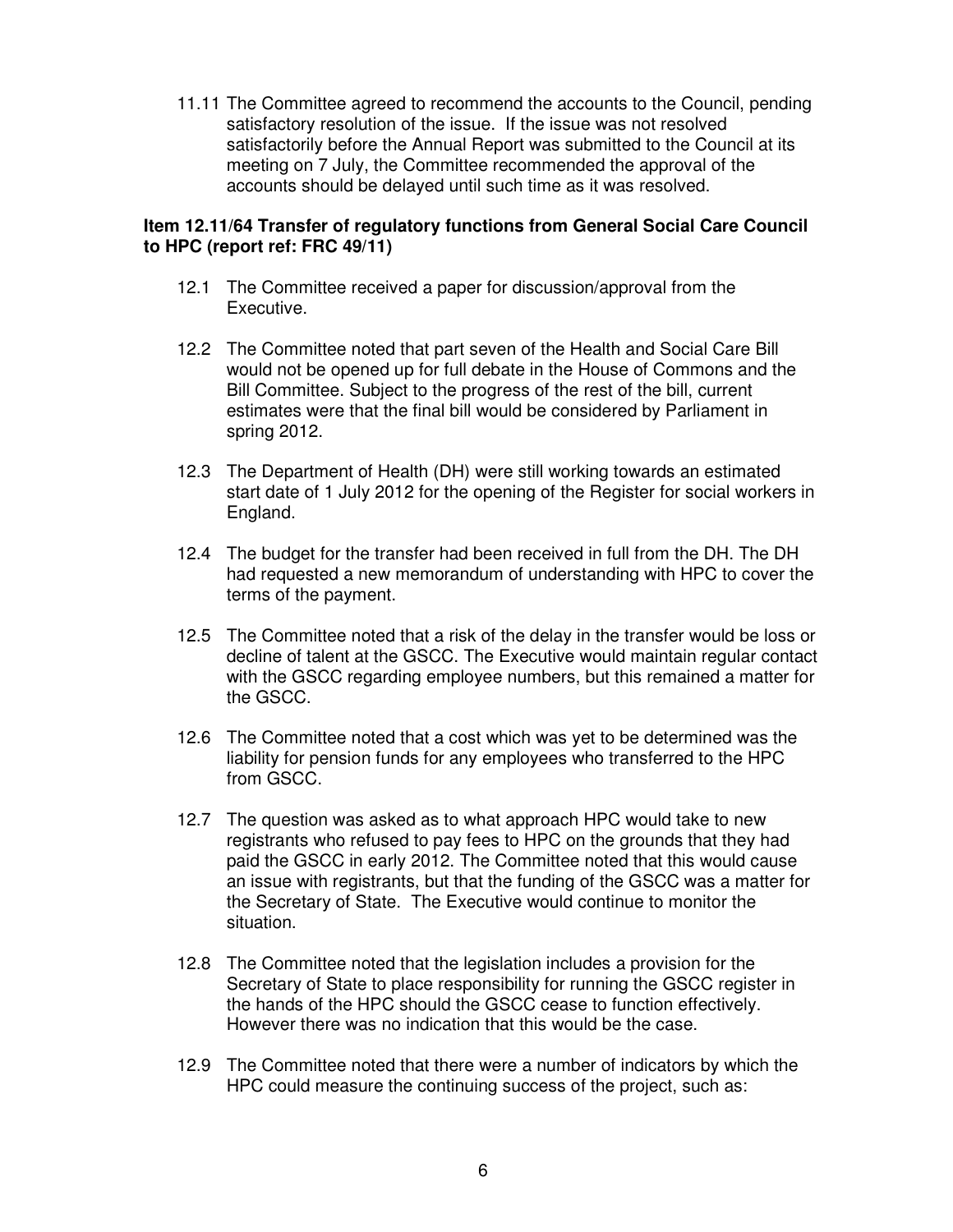11.11 The Committee agreed to recommend the accounts to the Council, pending satisfactory resolution of the issue. If the issue was not resolved satisfactorily before the Annual Report was submitted to the Council at its meeting on 7 July, the Committee recommended the approval of the accounts should be delayed until such time as it was resolved.

**Item 12.11/64 Transfer of regulatory functions from General Social Care Council to HPC (report ref: FRC 49/11)**

12.1 The Committee received a paper for discussion/approval from the Executive.

12.2 The Committee noted that part seven of the Health and Social Care Bill would not be opened up for full debate in the House of Commons and the Bill Committee. Subject to the progress of the rest of the bill, current estimates were that the final bill would be considered by Parliament in spring 2012.

12.3 The Department of Health (DH) were still working towards an estimated start date of 1 July 2012 for the opening of the Register for social workers in England.

12.4 The budget for the transfer had been received in full from the DH. The DH had requested a new memorandum of understanding with HPC to cover the terms of the payment.

12.5 The Committee noted that a risk of the delay in the transfer would be loss or decline of talent at the GSCC. The Executive would maintain regular contact with the GSCC regarding employee numbers, but this remained a matter for the GSCC.

12.6 The Committee noted that a cost which was yet to be determined was the liability for pension funds for any employees who transferred to the HPC from GSCC.

12.7 The question was asked as to what approach HPC would take to new registrants who refused to pay fees to HPC on the grounds that they had paid the GSCC in early 2012. The Committee noted that this would cause an issue with registrants, but that the funding of the GSCC was a matter for the Secretary of State. The Executive would continue to monitor the situation.

12.8 The Committee noted that the legislation includes a provision for the Secretary of State to place responsibility for running the GSCC register in the hands of the HPC should the GSCC cease to function effectively. However there was no indication that this would be the case.

12.9 The Committee noted that there were a number of indicators by which the HPC could measure the continuing success of the project, such as: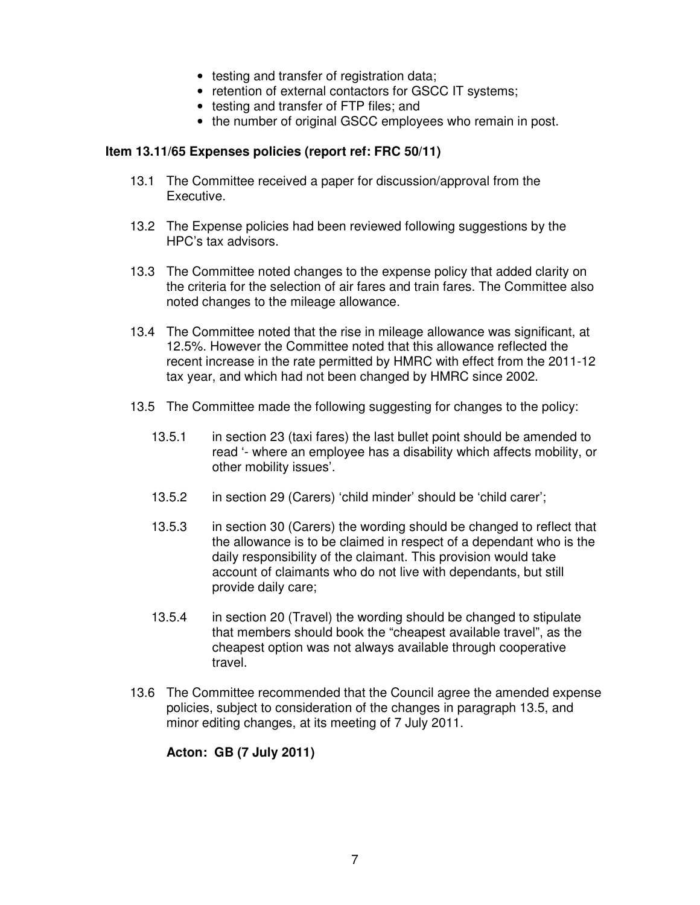- testing and transfer of registration data;
- retention of external contactors for GSCC IT systems;
- testing and transfer of FTP files; and
- the number of original GSCC employees who remain in post.

**Item 13.11/65 Expenses policies (report ref: FRC 50/11)**

13.1 The Committee received a paper for discussion/approval from the Executive.

13.2 The Expense policies had been reviewed following suggestions by the HPC's tax advisors.

13.3 The Committee noted changes to the expense policy that added clarity on the criteria for the selection of air fares and train fares. The Committee also noted changes to the mileage allowance.

13.4 The Committee noted that the rise in mileage allowance was significant, at 12.5%. However the Committee noted that this allowance reflected the recent increase in the rate permitted by HMRC with effect from the 2011-12 tax year, and which had not been changed by HMRC since 2002.

13.5 The Committee made the following suggesting for changes to the policy:

13.5.1 in section 23 (taxi fares) the last bullet point should be amended to read '- where an employee has a disability which affects mobility, or other mobility issues'.

13.5.2 in section 29 (Carers) 'child minder' should be 'child carer';

13.5.3 in section 30 (Carers) the wording should be changed to reflect that the allowance is to be claimed in respect of a dependant who is the daily responsibility of the claimant. This provision would take account of claimants who do not live with dependants, but still provide daily care;

13.5.4 in section 20 (Travel) the wording should be changed to stipulate that members should book the "cheapest available travel", as the cheapest option was not always available through cooperative travel.

13.6 The Committee recommended that the Council agree the amended expense policies, subject to consideration of the changes in paragraph 13.5, and minor editing changes, at its meeting of 7 July 2011.

**Acton: GB (7 July 2011)**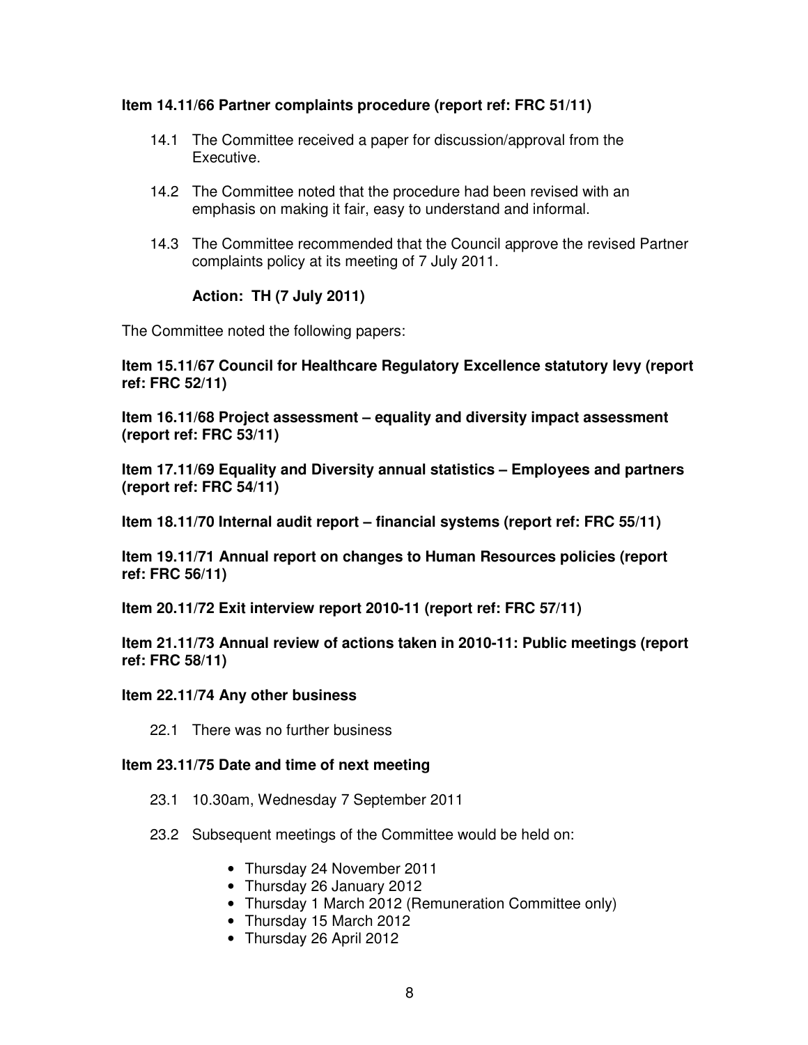**Item 14.11/66 Partner complaints procedure (report ref: FRC 51/11)**

14.1 The Committee received a paper for discussion/approval from the Executive.

14.2 The Committee noted that the procedure had been revised with an emphasis on making it fair, easy to understand and informal.

14.3 The Committee recommended that the Council approve the revised Partner complaints policy at its meeting of 7 July 2011.

**Action: TH (7 July 2011)**

The Committee noted the following papers:

**Item 15.11/67 Council for Healthcare Regulatory Excellence statutory levy (report ref: FRC 52/11)**

**Item 16.11/68 Project assessment – equality and diversity impact assessment (report ref: FRC 53/11)**

**Item 17.11/69 Equality and Diversity annual statistics – Employees and partners (report ref: FRC 54/11)**

**Item 18.11/70 Internal audit report – financial systems (report ref: FRC 55/11)**

**Item 19.11/71 Annual report on changes to Human Resources policies (report ref: FRC 56/11)**

**Item 20.11/72 Exit interview report 2010-11 (report ref: FRC 57/11)**

**Item 21.11/73 Annual review of actions taken in 2010-11: Public meetings (report ref: FRC 58/11)**

**Item 22.11/74 Any other business**

22.1 There was no further business

**Item 23.11/75 Date and time of next meeting**

23.1 10.30am, Wednesday 7 September 2011

23.2 Subsequent meetings of the Committee would be held on:

- Thursday 24 November 2011
- Thursday 26 January 2012
- Thursday 1 March 2012 (Remuneration Committee only)
- Thursday 15 March 2012
- Thursday 26 April 2012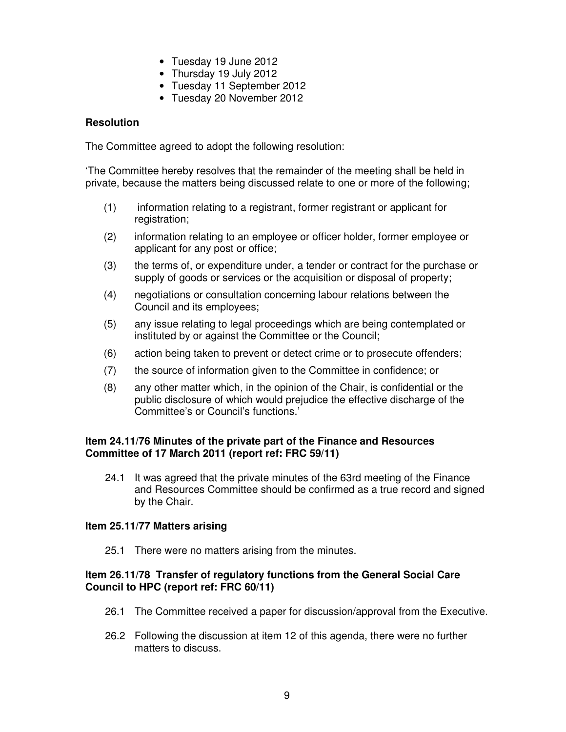- Tuesday 19 June 2012
- Thursday 19 July 2012
- Tuesday 11 September 2012
- Tuesday 20 November 2012

**Resolution**

The Committee agreed to adopt the following resolution:

'The Committee hereby resolves that the remainder of the meeting shall be held in private, because the matters being discussed relate to one or more of the following;

(1) information relating to a registrant, former registrant or applicant for registration;

(2) information relating to an employee or officer holder, former employee or applicant for any post or office;

(3) the terms of, or expenditure under, a tender or contract for the purchase or supply of goods or services or the acquisition or disposal of property;

(4) negotiations or consultation concerning labour relations between the Council and its employees;

(5) any issue relating to legal proceedings which are being contemplated or instituted by or against the Committee or the Council;

(6) action being taken to prevent or detect crime or to prosecute offenders;

(7) the source of information given to the Committee in confidence; or

(8) any other matter which, in the opinion of the Chair, is confidential or the public disclosure of which would prejudice the effective discharge of the Committee's or Council's functions.'

**Item 24.11/76 Minutes of the private part of the Finance and Resources Committee of 17 March 2011 (report ref: FRC 59/11)**

24.1 It was agreed that the private minutes of the 63rd meeting of the Finance and Resources Committee should be confirmed as a true record and signed by the Chair.

**Item 25.11/77 Matters arising**

25.1 There were no matters arising from the minutes.

**Item 26.11/78 Transfer of regulatory functions from the General Social Care Council to HPC (report ref: FRC 60/11)**

26.1 The Committee received a paper for discussion/approval from the Executive.

26.2 Following the discussion at item 12 of this agenda, there were no further matters to discuss.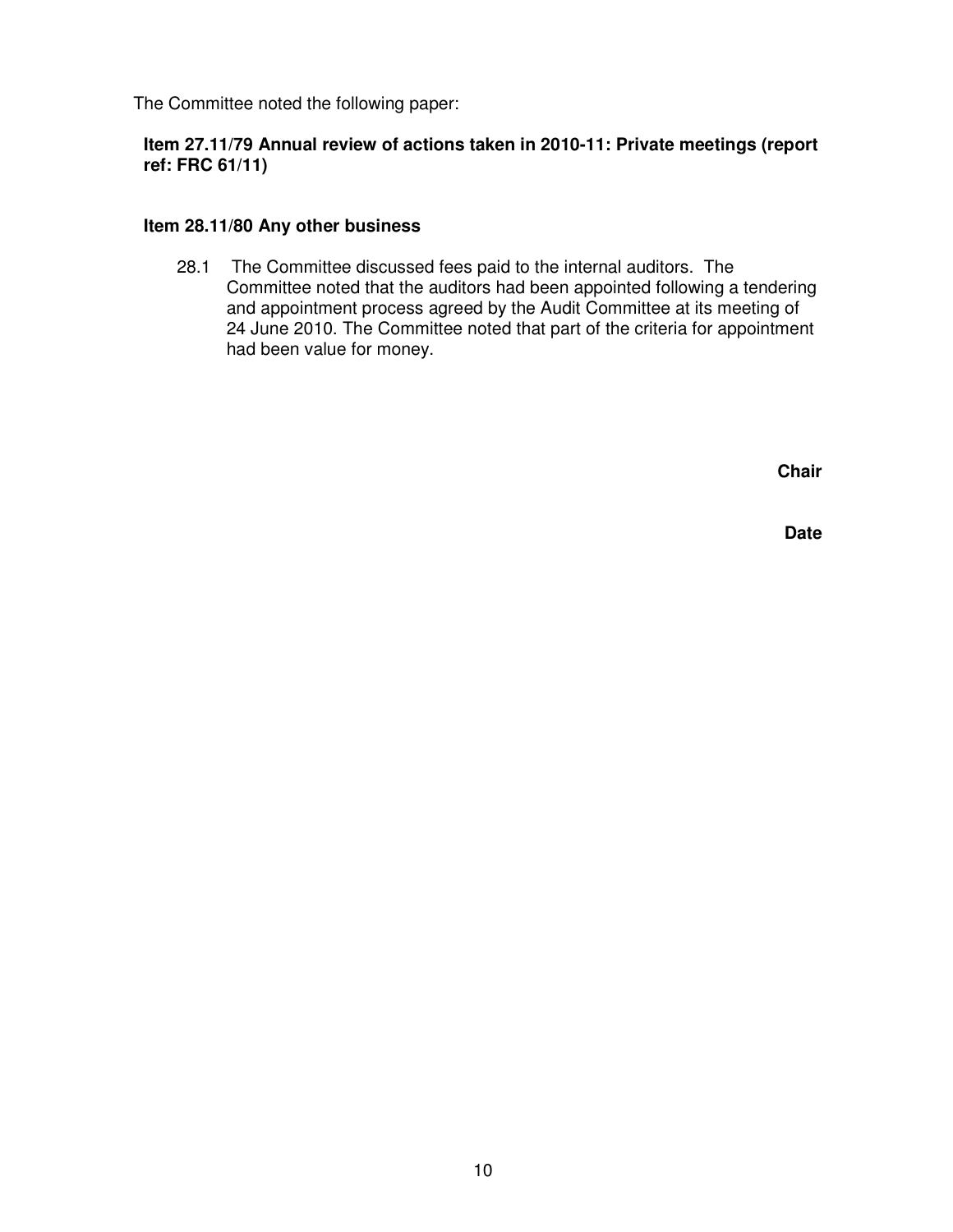The Committee noted the following paper:

**Item 27.11/79 Annual review of actions taken in 2010-11: Private meetings (report ref: FRC 61/11)**

**Item 28.11/80 Any other business**

28.1 The Committee discussed fees paid to the internal auditors. The Committee noted that the auditors had been appointed following a tendering and appointment process agreed by the Audit Committee at its meeting of 24 June 2010. The Committee noted that part of the criteria for appointment had been value for money.

**Chair**

**Date**